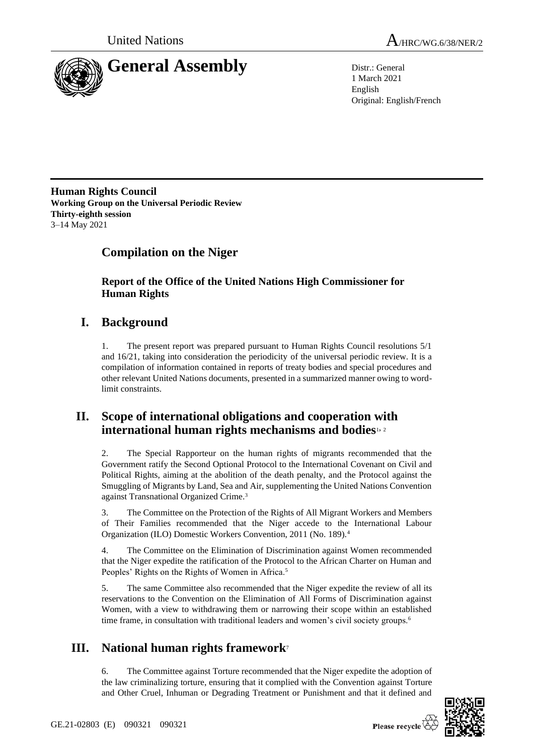United Nations A/HRC/WG.6/38/NER/2

# General Assembly

Distr.: General
1 March 2021
English
Original: English/French

**Human Rights Council**
**Working Group on the Universal Periodic Review**
**Thirty-eighth session**
3–14 May 2021

## Compilation on the Niger

### Report of the Office of the United Nations High Commissioner for Human Rights

## I. Background

1. The present report was prepared pursuant to Human Rights Council resolutions 5/1 and 16/21, taking into consideration the periodicity of the universal periodic review. It is a compilation of information contained in reports of treaty bodies and special procedures and other relevant United Nations documents, presented in a summarized manner owing to word-limit constraints.

## II. Scope of international obligations and cooperation with international human rights mechanisms and bodies[1, 2]

2. The Special Rapporteur on the human rights of migrants recommended that the Government ratify the Second Optional Protocol to the International Covenant on Civil and Political Rights, aiming at the abolition of the death penalty, and the Protocol against the Smuggling of Migrants by Land, Sea and Air, supplementing the United Nations Convention against Transnational Organized Crime.[3]

3. The Committee on the Protection of the Rights of All Migrant Workers and Members of Their Families recommended that the Niger accede to the International Labour Organization (ILO) Domestic Workers Convention, 2011 (No. 189).[4]

4. The Committee on the Elimination of Discrimination against Women recommended that the Niger expedite the ratification of the Protocol to the African Charter on Human and Peoples' Rights on the Rights of Women in Africa.[5]

5. The same Committee also recommended that the Niger expedite the review of all its reservations to the Convention on the Elimination of All Forms of Discrimination against Women, with a view to withdrawing them or narrowing their scope within an established time frame, in consultation with traditional leaders and women's civil society groups.[6]

## III. National human rights framework[7]

6. The Committee against Torture recommended that the Niger expedite the adoption of the law criminalizing torture, ensuring that it complied with the Convention against Torture and Other Cruel, Inhuman or Degrading Treatment or Punishment and that it defined and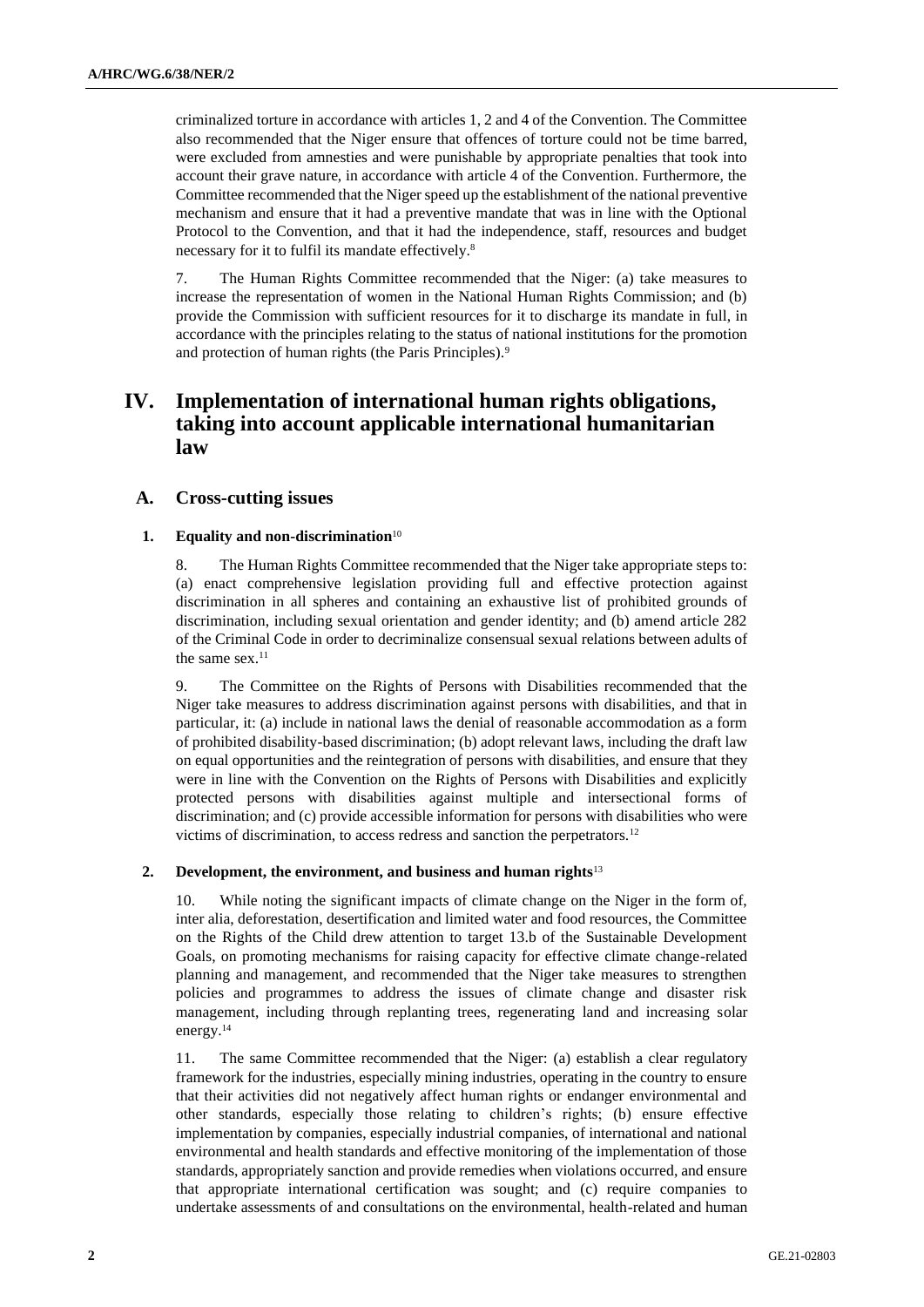criminalized torture in accordance with articles 1, 2 and 4 of the Convention. The Committee also recommended that the Niger ensure that offences of torture could not be time barred, were excluded from amnesties and were punishable by appropriate penalties that took into account their grave nature, in accordance with article 4 of the Convention. Furthermore, the Committee recommended that the Niger speed up the establishment of the national preventive mechanism and ensure that it had a preventive mandate that was in line with the Optional Protocol to the Convention, and that it had the independence, staff, resources and budget necessary for it to fulfil its mandate effectively.[8]

7. The Human Rights Committee recommended that the Niger: (a) take measures to increase the representation of women in the National Human Rights Commission; and (b) provide the Commission with sufficient resources for it to discharge its mandate in full, in accordance with the principles relating to the status of national institutions for the promotion and protection of human rights (the Paris Principles).[9]

# IV. Implementation of international human rights obligations, taking into account applicable international humanitarian law

## A. Cross-cutting issues

### 1. Equality and non-discrimination[10]

8. The Human Rights Committee recommended that the Niger take appropriate steps to: (a) enact comprehensive legislation providing full and effective protection against discrimination in all spheres and containing an exhaustive list of prohibited grounds of discrimination, including sexual orientation and gender identity; and (b) amend article 282 of the Criminal Code in order to decriminalize consensual sexual relations between adults of the same sex.[11]

9. The Committee on the Rights of Persons with Disabilities recommended that the Niger take measures to address discrimination against persons with disabilities, and that in particular, it: (a) include in national laws the denial of reasonable accommodation as a form of prohibited disability-based discrimination; (b) adopt relevant laws, including the draft law on equal opportunities and the reintegration of persons with disabilities, and ensure that they were in line with the Convention on the Rights of Persons with Disabilities and explicitly protected persons with disabilities against multiple and intersectional forms of discrimination; and (c) provide accessible information for persons with disabilities who were victims of discrimination, to access redress and sanction the perpetrators.[12]

### 2. Development, the environment, and business and human rights[13]

10. While noting the significant impacts of climate change on the Niger in the form of, inter alia, deforestation, desertification and limited water and food resources, the Committee on the Rights of the Child drew attention to target 13.b of the Sustainable Development Goals, on promoting mechanisms for raising capacity for effective climate change-related planning and management, and recommended that the Niger take measures to strengthen policies and programmes to address the issues of climate change and disaster risk management, including through replanting trees, regenerating land and increasing solar energy.[14]

11. The same Committee recommended that the Niger: (a) establish a clear regulatory framework for the industries, especially mining industries, operating in the country to ensure that their activities did not negatively affect human rights or endanger environmental and other standards, especially those relating to children's rights; (b) ensure effective implementation by companies, especially industrial companies, of international and national environmental and health standards and effective monitoring of the implementation of those standards, appropriately sanction and provide remedies when violations occurred, and ensure that appropriate international certification was sought; and (c) require companies to undertake assessments of and consultations on the environmental, health-related and human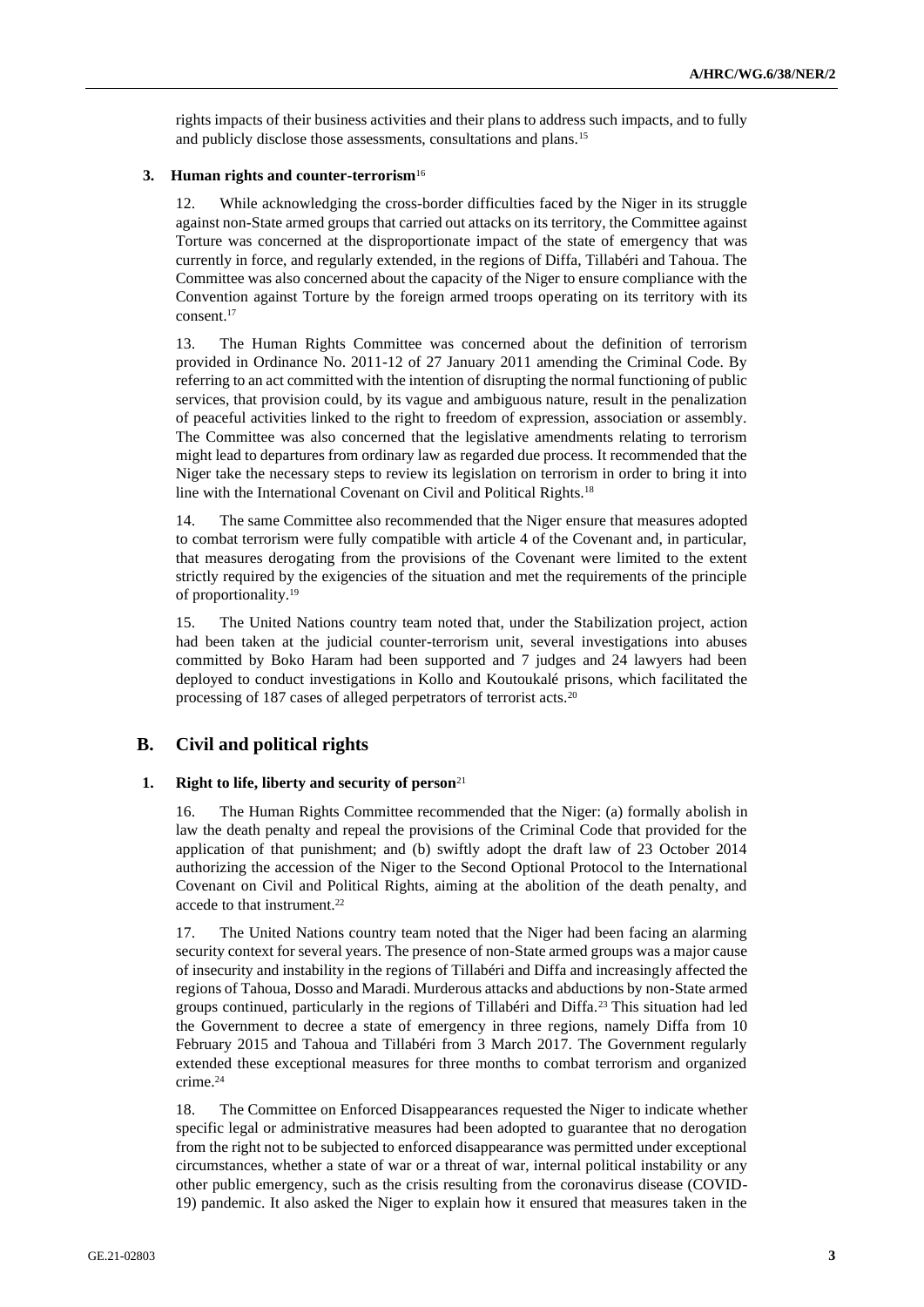rights impacts of their business activities and their plans to address such impacts, and to fully and publicly disclose those assessments, consultations and plans.[15]

### 3. Human rights and counter-terrorism[16]

12. While acknowledging the cross-border difficulties faced by the Niger in its struggle against non-State armed groups that carried out attacks on its territory, the Committee against Torture was concerned at the disproportionate impact of the state of emergency that was currently in force, and regularly extended, in the regions of Diffa, Tillabéri and Tahoua. The Committee was also concerned about the capacity of the Niger to ensure compliance with the Convention against Torture by the foreign armed troops operating on its territory with its consent.[17]

13. The Human Rights Committee was concerned about the definition of terrorism provided in Ordinance No. 2011-12 of 27 January 2011 amending the Criminal Code. By referring to an act committed with the intention of disrupting the normal functioning of public services, that provision could, by its vague and ambiguous nature, result in the penalization of peaceful activities linked to the right to freedom of expression, association or assembly. The Committee was also concerned that the legislative amendments relating to terrorism might lead to departures from ordinary law as regarded due process. It recommended that the Niger take the necessary steps to review its legislation on terrorism in order to bring it into line with the International Covenant on Civil and Political Rights.[18]

14. The same Committee also recommended that the Niger ensure that measures adopted to combat terrorism were fully compatible with article 4 of the Covenant and, in particular, that measures derogating from the provisions of the Covenant were limited to the extent strictly required by the exigencies of the situation and met the requirements of the principle of proportionality.[19]

15. The United Nations country team noted that, under the Stabilization project, action had been taken at the judicial counter-terrorism unit, several investigations into abuses committed by Boko Haram had been supported and 7 judges and 24 lawyers had been deployed to conduct investigations in Kollo and Koutoukalé prisons, which facilitated the processing of 187 cases of alleged perpetrators of terrorist acts.[20]

## B. Civil and political rights

### 1. Right to life, liberty and security of person[21]

16. The Human Rights Committee recommended that the Niger: (a) formally abolish in law the death penalty and repeal the provisions of the Criminal Code that provided for the application of that punishment; and (b) swiftly adopt the draft law of 23 October 2014 authorizing the accession of the Niger to the Second Optional Protocol to the International Covenant on Civil and Political Rights, aiming at the abolition of the death penalty, and accede to that instrument.[22]

17. The United Nations country team noted that the Niger had been facing an alarming security context for several years. The presence of non-State armed groups was a major cause of insecurity and instability in the regions of Tillabéri and Diffa and increasingly affected the regions of Tahoua, Dosso and Maradi. Murderous attacks and abductions by non-State armed groups continued, particularly in the regions of Tillabéri and Diffa.[23] This situation had led the Government to decree a state of emergency in three regions, namely Diffa from 10 February 2015 and Tahoua and Tillabéri from 3 March 2017. The Government regularly extended these exceptional measures for three months to combat terrorism and organized crime.[24]

18. The Committee on Enforced Disappearances requested the Niger to indicate whether specific legal or administrative measures had been adopted to guarantee that no derogation from the right not to be subjected to enforced disappearance was permitted under exceptional circumstances, whether a state of war or a threat of war, internal political instability or any other public emergency, such as the crisis resulting from the coronavirus disease (COVID-19) pandemic. It also asked the Niger to explain how it ensured that measures taken in the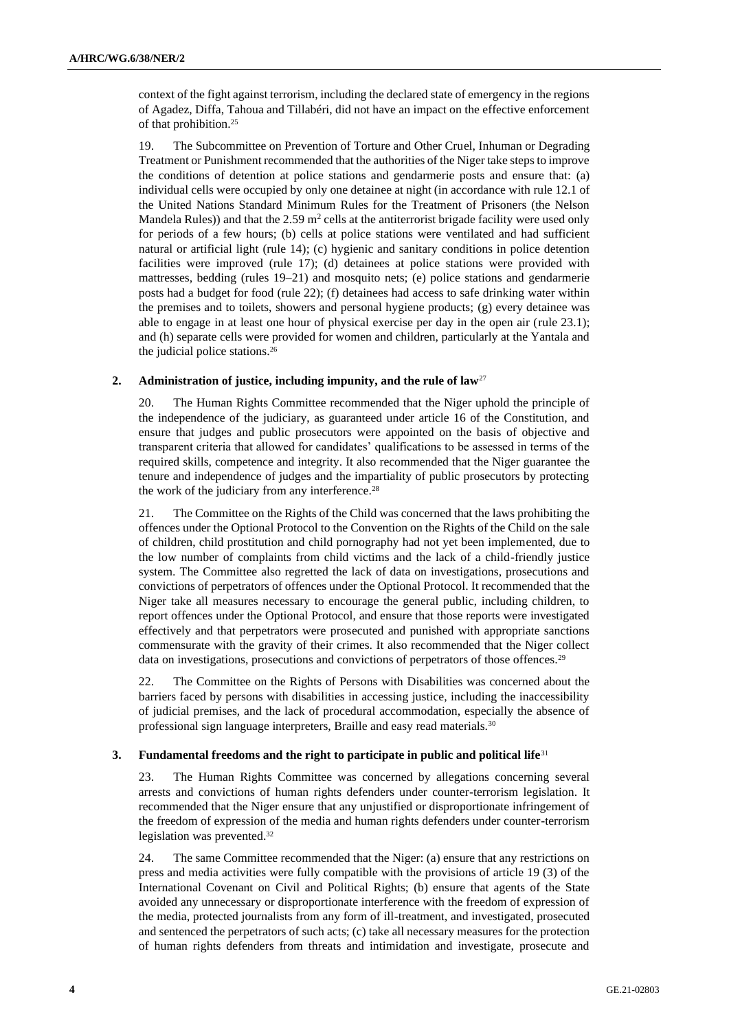context of the fight against terrorism, including the declared state of emergency in the regions of Agadez, Diffa, Tahoua and Tillabéri, did not have an impact on the effective enforcement of that prohibition.[25]

19. The Subcommittee on Prevention of Torture and Other Cruel, Inhuman or Degrading Treatment or Punishment recommended that the authorities of the Niger take steps to improve the conditions of detention at police stations and gendarmerie posts and ensure that: (a) individual cells were occupied by only one detainee at night (in accordance with rule 12.1 of the United Nations Standard Minimum Rules for the Treatment of Prisoners (the Nelson Mandela Rules)) and that the 2.59 $m^2$ cells at the antiterrorist brigade facility were used only for periods of a few hours; (b) cells at police stations were ventilated and had sufficient natural or artificial light (rule 14); (c) hygienic and sanitary conditions in police detention facilities were improved (rule 17); (d) detainees at police stations were provided with mattresses, bedding (rules 19–21) and mosquito nets; (e) police stations and gendarmerie posts had a budget for food (rule 22); (f) detainees had access to safe drinking water within the premises and to toilets, showers and personal hygiene products; (g) every detainee was able to engage in at least one hour of physical exercise per day in the open air (rule 23.1); and (h) separate cells were provided for women and children, particularly at the Yantala and the judicial police stations.[26]

### 2. Administration of justice, including impunity, and the rule of law[27]

20. The Human Rights Committee recommended that the Niger uphold the principle of the independence of the judiciary, as guaranteed under article 16 of the Constitution, and ensure that judges and public prosecutors were appointed on the basis of objective and transparent criteria that allowed for candidates' qualifications to be assessed in terms of the required skills, competence and integrity. It also recommended that the Niger guarantee the tenure and independence of judges and the impartiality of public prosecutors by protecting the work of the judiciary from any interference.[28]

21. The Committee on the Rights of the Child was concerned that the laws prohibiting the offences under the Optional Protocol to the Convention on the Rights of the Child on the sale of children, child prostitution and child pornography had not yet been implemented, due to the low number of complaints from child victims and the lack of a child-friendly justice system. The Committee also regretted the lack of data on investigations, prosecutions and convictions of perpetrators of offences under the Optional Protocol. It recommended that the Niger take all measures necessary to encourage the general public, including children, to report offences under the Optional Protocol, and ensure that those reports were investigated effectively and that perpetrators were prosecuted and punished with appropriate sanctions commensurate with the gravity of their crimes. It also recommended that the Niger collect data on investigations, prosecutions and convictions of perpetrators of those offences.[29]

22. The Committee on the Rights of Persons with Disabilities was concerned about the barriers faced by persons with disabilities in accessing justice, including the inaccessibility of judicial premises, and the lack of procedural accommodation, especially the absence of professional sign language interpreters, Braille and easy read materials.[30]

### 3. Fundamental freedoms and the right to participate in public and political life[31]

23. The Human Rights Committee was concerned by allegations concerning several arrests and convictions of human rights defenders under counter-terrorism legislation. It recommended that the Niger ensure that any unjustified or disproportionate infringement of the freedom of expression of the media and human rights defenders under counter-terrorism legislation was prevented.[32]

24. The same Committee recommended that the Niger: (a) ensure that any restrictions on press and media activities were fully compatible with the provisions of article 19 (3) of the International Covenant on Civil and Political Rights; (b) ensure that agents of the State avoided any unnecessary or disproportionate interference with the freedom of expression of the media, protected journalists from any form of ill-treatment, and investigated, prosecuted and sentenced the perpetrators of such acts; (c) take all necessary measures for the protection of human rights defenders from threats and intimidation and investigate, prosecute and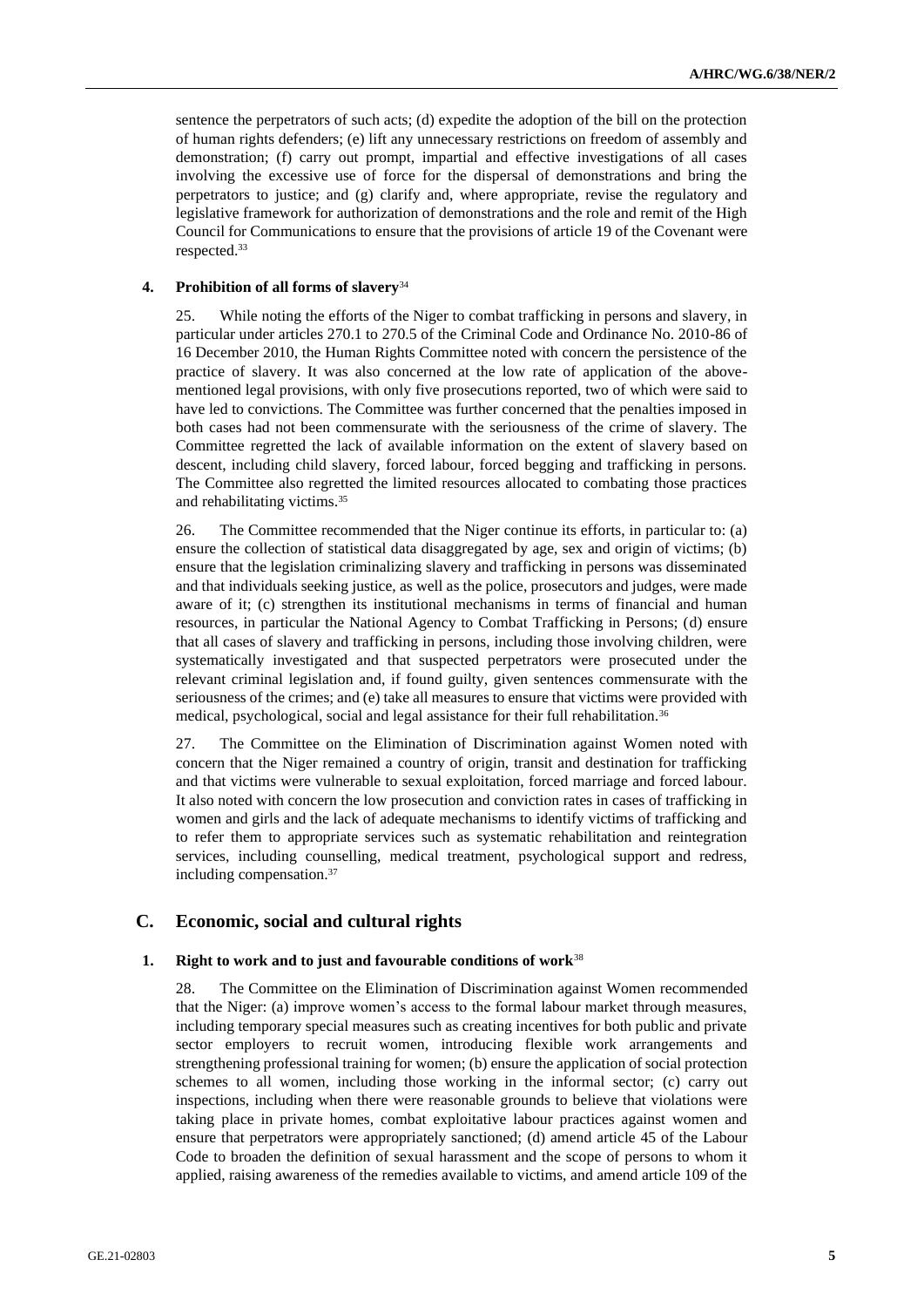sentence the perpetrators of such acts; (d) expedite the adoption of the bill on the protection of human rights defenders; (e) lift any unnecessary restrictions on freedom of assembly and demonstration; (f) carry out prompt, impartial and effective investigations of all cases involving the excessive use of force for the dispersal of demonstrations and bring the perpetrators to justice; and (g) clarify and, where appropriate, revise the regulatory and legislative framework for authorization of demonstrations and the role and remit of the High Council for Communications to ensure that the provisions of article 19 of the Covenant were respected.[33]

#### 4. Prohibition of all forms of slavery[34]

25. While noting the efforts of the Niger to combat trafficking in persons and slavery, in particular under articles 270.1 to 270.5 of the Criminal Code and Ordinance No. 2010-86 of 16 December 2010, the Human Rights Committee noted with concern the persistence of the practice of slavery. It was also concerned at the low rate of application of the above-mentioned legal provisions, with only five prosecutions reported, two of which were said to have led to convictions. The Committee was further concerned that the penalties imposed in both cases had not been commensurate with the seriousness of the crime of slavery. The Committee regretted the lack of available information on the extent of slavery based on descent, including child slavery, forced labour, forced begging and trafficking in persons. The Committee also regretted the limited resources allocated to combating those practices and rehabilitating victims.[35]

26. The Committee recommended that the Niger continue its efforts, in particular to: (a) ensure the collection of statistical data disaggregated by age, sex and origin of victims; (b) ensure that the legislation criminalizing slavery and trafficking in persons was disseminated and that individuals seeking justice, as well as the police, prosecutors and judges, were made aware of it; (c) strengthen its institutional mechanisms in terms of financial and human resources, in particular the National Agency to Combat Trafficking in Persons; (d) ensure that all cases of slavery and trafficking in persons, including those involving children, were systematically investigated and that suspected perpetrators were prosecuted under the relevant criminal legislation and, if found guilty, given sentences commensurate with the seriousness of the crimes; and (e) take all measures to ensure that victims were provided with medical, psychological, social and legal assistance for their full rehabilitation.[36]

27. The Committee on the Elimination of Discrimination against Women noted with concern that the Niger remained a country of origin, transit and destination for trafficking and that victims were vulnerable to sexual exploitation, forced marriage and forced labour. It also noted with concern the low prosecution and conviction rates in cases of trafficking in women and girls and the lack of adequate mechanisms to identify victims of trafficking and to refer them to appropriate services such as systematic rehabilitation and reintegration services, including counselling, medical treatment, psychological support and redress, including compensation.[37]

## C. Economic, social and cultural rights

#### 1. Right to work and to just and favourable conditions of work[38]

28. The Committee on the Elimination of Discrimination against Women recommended that the Niger: (a) improve women's access to the formal labour market through measures, including temporary special measures such as creating incentives for both public and private sector employers to recruit women, introducing flexible work arrangements and strengthening professional training for women; (b) ensure the application of social protection schemes to all women, including those working in the informal sector; (c) carry out inspections, including when there were reasonable grounds to believe that violations were taking place in private homes, combat exploitative labour practices against women and ensure that perpetrators were appropriately sanctioned; (d) amend article 45 of the Labour Code to broaden the definition of sexual harassment and the scope of persons to whom it applied, raising awareness of the remedies available to victims, and amend article 109 of the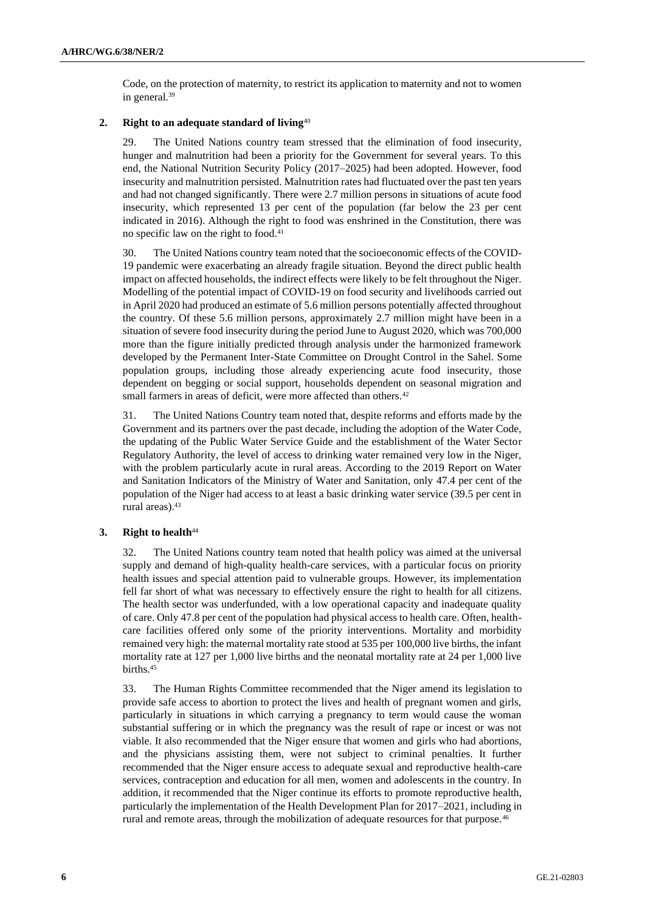Code, on the protection of maternity, to restrict its application to maternity and not to women in general.[39]

### 2. Right to an adequate standard of living[40]

29. The United Nations country team stressed that the elimination of food insecurity, hunger and malnutrition had been a priority for the Government for several years. To this end, the National Nutrition Security Policy (2017–2025) had been adopted. However, food insecurity and malnutrition persisted. Malnutrition rates had fluctuated over the past ten years and had not changed significantly. There were 2.7 million persons in situations of acute food insecurity, which represented 13 per cent of the population (far below the 23 per cent indicated in 2016). Although the right to food was enshrined in the Constitution, there was no specific law on the right to food.[41]

30. The United Nations country team noted that the socioeconomic effects of the COVID-19 pandemic were exacerbating an already fragile situation. Beyond the direct public health impact on affected households, the indirect effects were likely to be felt throughout the Niger. Modelling of the potential impact of COVID-19 on food security and livelihoods carried out in April 2020 had produced an estimate of 5.6 million persons potentially affected throughout the country. Of these 5.6 million persons, approximately 2.7 million might have been in a situation of severe food insecurity during the period June to August 2020, which was 700,000 more than the figure initially predicted through analysis under the harmonized framework developed by the Permanent Inter-State Committee on Drought Control in the Sahel. Some population groups, including those already experiencing acute food insecurity, those dependent on begging or social support, households dependent on seasonal migration and small farmers in areas of deficit, were more affected than others.[42]

31. The United Nations Country team noted that, despite reforms and efforts made by the Government and its partners over the past decade, including the adoption of the Water Code, the updating of the Public Water Service Guide and the establishment of the Water Sector Regulatory Authority, the level of access to drinking water remained very low in the Niger, with the problem particularly acute in rural areas. According to the 2019 Report on Water and Sanitation Indicators of the Ministry of Water and Sanitation, only 47.4 per cent of the population of the Niger had access to at least a basic drinking water service (39.5 per cent in rural areas).[43]

### 3. Right to health[44]

32. The United Nations country team noted that health policy was aimed at the universal supply and demand of high-quality health-care services, with a particular focus on priority health issues and special attention paid to vulnerable groups. However, its implementation fell far short of what was necessary to effectively ensure the right to health for all citizens. The health sector was underfunded, with a low operational capacity and inadequate quality of care. Only 47.8 per cent of the population had physical access to health care. Often, health-care facilities offered only some of the priority interventions. Mortality and morbidity remained very high: the maternal mortality rate stood at 535 per 100,000 live births, the infant mortality rate at 127 per 1,000 live births and the neonatal mortality rate at 24 per 1,000 live births.[45]

33. The Human Rights Committee recommended that the Niger amend its legislation to provide safe access to abortion to protect the lives and health of pregnant women and girls, particularly in situations in which carrying a pregnancy to term would cause the woman substantial suffering or in which the pregnancy was the result of rape or incest or was not viable. It also recommended that the Niger ensure that women and girls who had abortions, and the physicians assisting them, were not subject to criminal penalties. It further recommended that the Niger ensure access to adequate sexual and reproductive health-care services, contraception and education for all men, women and adolescents in the country. In addition, it recommended that the Niger continue its efforts to promote reproductive health, particularly the implementation of the Health Development Plan for 2017–2021, including in rural and remote areas, through the mobilization of adequate resources for that purpose.[46]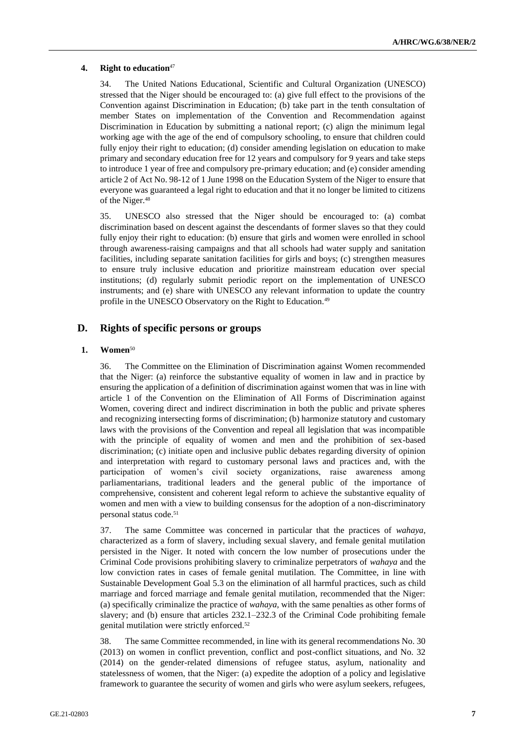### 4. Right to education[47]

34. The United Nations Educational, Scientific and Cultural Organization (UNESCO) stressed that the Niger should be encouraged to: (a) give full effect to the provisions of the Convention against Discrimination in Education; (b) take part in the tenth consultation of member States on implementation of the Convention and Recommendation against Discrimination in Education by submitting a national report; (c) align the minimum legal working age with the age of the end of compulsory schooling, to ensure that children could fully enjoy their right to education; (d) consider amending legislation on education to make primary and secondary education free for 12 years and compulsory for 9 years and take steps to introduce 1 year of free and compulsory pre-primary education; and (e) consider amending article 2 of Act No. 98-12 of 1 June 1998 on the Education System of the Niger to ensure that everyone was guaranteed a legal right to education and that it no longer be limited to citizens of the Niger.[48]

35. UNESCO also stressed that the Niger should be encouraged to: (a) combat discrimination based on descent against the descendants of former slaves so that they could fully enjoy their right to education: (b) ensure that girls and women were enrolled in school through awareness-raising campaigns and that all schools had water supply and sanitation facilities, including separate sanitation facilities for girls and boys; (c) strengthen measures to ensure truly inclusive education and prioritize mainstream education over special institutions; (d) regularly submit periodic report on the implementation of UNESCO instruments; and (e) share with UNESCO any relevant information to update the country profile in the UNESCO Observatory on the Right to Education.[49]

## D. Rights of specific persons or groups

### 1. Women[50]

36. The Committee on the Elimination of Discrimination against Women recommended that the Niger: (a) reinforce the substantive equality of women in law and in practice by ensuring the application of a definition of discrimination against women that was in line with article 1 of the Convention on the Elimination of All Forms of Discrimination against Women, covering direct and indirect discrimination in both the public and private spheres and recognizing intersecting forms of discrimination; (b) harmonize statutory and customary laws with the provisions of the Convention and repeal all legislation that was incompatible with the principle of equality of women and men and the prohibition of sex-based discrimination; (c) initiate open and inclusive public debates regarding diversity of opinion and interpretation with regard to customary personal laws and practices and, with the participation of women's civil society organizations, raise awareness among parliamentarians, traditional leaders and the general public of the importance of comprehensive, consistent and coherent legal reform to achieve the substantive equality of women and men with a view to building consensus for the adoption of a non-discriminatory personal status code.[51]

37. The same Committee was concerned in particular that the practices of *wahaya*, characterized as a form of slavery, including sexual slavery, and female genital mutilation persisted in the Niger. It noted with concern the low number of prosecutions under the Criminal Code provisions prohibiting slavery to criminalize perpetrators of *wahaya* and the low conviction rates in cases of female genital mutilation. The Committee, in line with Sustainable Development Goal 5.3 on the elimination of all harmful practices, such as child marriage and forced marriage and female genital mutilation, recommended that the Niger: (a) specifically criminalize the practice of *wahaya*, with the same penalties as other forms of slavery; and (b) ensure that articles 232.1–232.3 of the Criminal Code prohibiting female genital mutilation were strictly enforced.[52]

38. The same Committee recommended, in line with its general recommendations No. 30 (2013) on women in conflict prevention, conflict and post-conflict situations, and No. 32 (2014) on the gender-related dimensions of refugee status, asylum, nationality and statelessness of women, that the Niger: (a) expedite the adoption of a policy and legislative framework to guarantee the security of women and girls who were asylum seekers, refugees,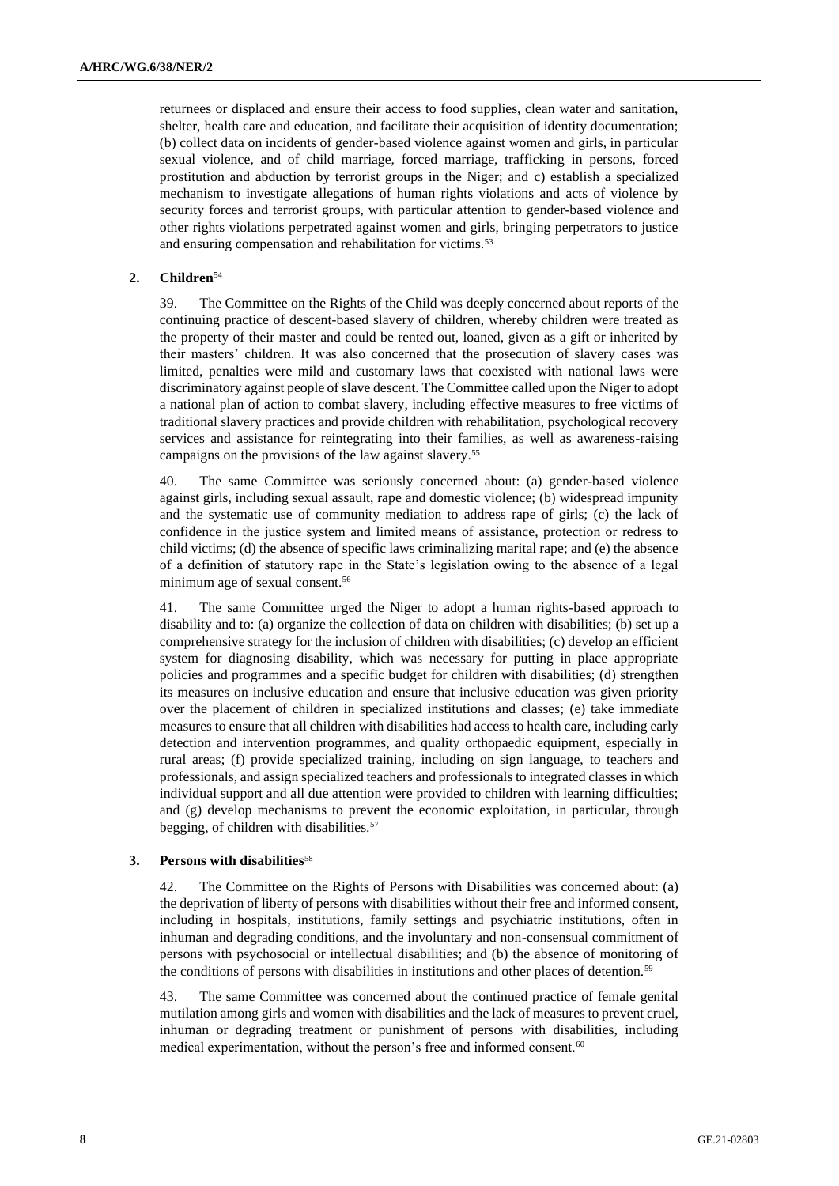returnees or displaced and ensure their access to food supplies, clean water and sanitation, shelter, health care and education, and facilitate their acquisition of identity documentation; (b) collect data on incidents of gender-based violence against women and girls, in particular sexual violence, and of child marriage, forced marriage, trafficking in persons, forced prostitution and abduction by terrorist groups in the Niger; and c) establish a specialized mechanism to investigate allegations of human rights violations and acts of violence by security forces and terrorist groups, with particular attention to gender-based violence and other rights violations perpetrated against women and girls, bringing perpetrators to justice and ensuring compensation and rehabilitation for victims.[53]

### 2. Children[54]

39. The Committee on the Rights of the Child was deeply concerned about reports of the continuing practice of descent-based slavery of children, whereby children were treated as the property of their master and could be rented out, loaned, given as a gift or inherited by their masters' children. It was also concerned that the prosecution of slavery cases was limited, penalties were mild and customary laws that coexisted with national laws were discriminatory against people of slave descent. The Committee called upon the Niger to adopt a national plan of action to combat slavery, including effective measures to free victims of traditional slavery practices and provide children with rehabilitation, psychological recovery services and assistance for reintegrating into their families, as well as awareness-raising campaigns on the provisions of the law against slavery.[55]

40. The same Committee was seriously concerned about: (a) gender-based violence against girls, including sexual assault, rape and domestic violence; (b) widespread impunity and the systematic use of community mediation to address rape of girls; (c) the lack of confidence in the justice system and limited means of assistance, protection or redress to child victims; (d) the absence of specific laws criminalizing marital rape; and (e) the absence of a definition of statutory rape in the State's legislation owing to the absence of a legal minimum age of sexual consent.[56]

41. The same Committee urged the Niger to adopt a human rights-based approach to disability and to: (a) organize the collection of data on children with disabilities; (b) set up a comprehensive strategy for the inclusion of children with disabilities; (c) develop an efficient system for diagnosing disability, which was necessary for putting in place appropriate policies and programmes and a specific budget for children with disabilities; (d) strengthen its measures on inclusive education and ensure that inclusive education was given priority over the placement of children in specialized institutions and classes; (e) take immediate measures to ensure that all children with disabilities had access to health care, including early detection and intervention programmes, and quality orthopaedic equipment, especially in rural areas; (f) provide specialized training, including on sign language, to teachers and professionals, and assign specialized teachers and professionals to integrated classes in which individual support and all due attention were provided to children with learning difficulties; and (g) develop mechanisms to prevent the economic exploitation, in particular, through begging, of children with disabilities.[57]

### 3. Persons with disabilities[58]

42. The Committee on the Rights of Persons with Disabilities was concerned about: (a) the deprivation of liberty of persons with disabilities without their free and informed consent, including in hospitals, institutions, family settings and psychiatric institutions, often in inhuman and degrading conditions, and the involuntary and non-consensual commitment of persons with psychosocial or intellectual disabilities; and (b) the absence of monitoring of the conditions of persons with disabilities in institutions and other places of detention.[59]

43. The same Committee was concerned about the continued practice of female genital mutilation among girls and women with disabilities and the lack of measures to prevent cruel, inhuman or degrading treatment or punishment of persons with disabilities, including medical experimentation, without the person's free and informed consent.[60]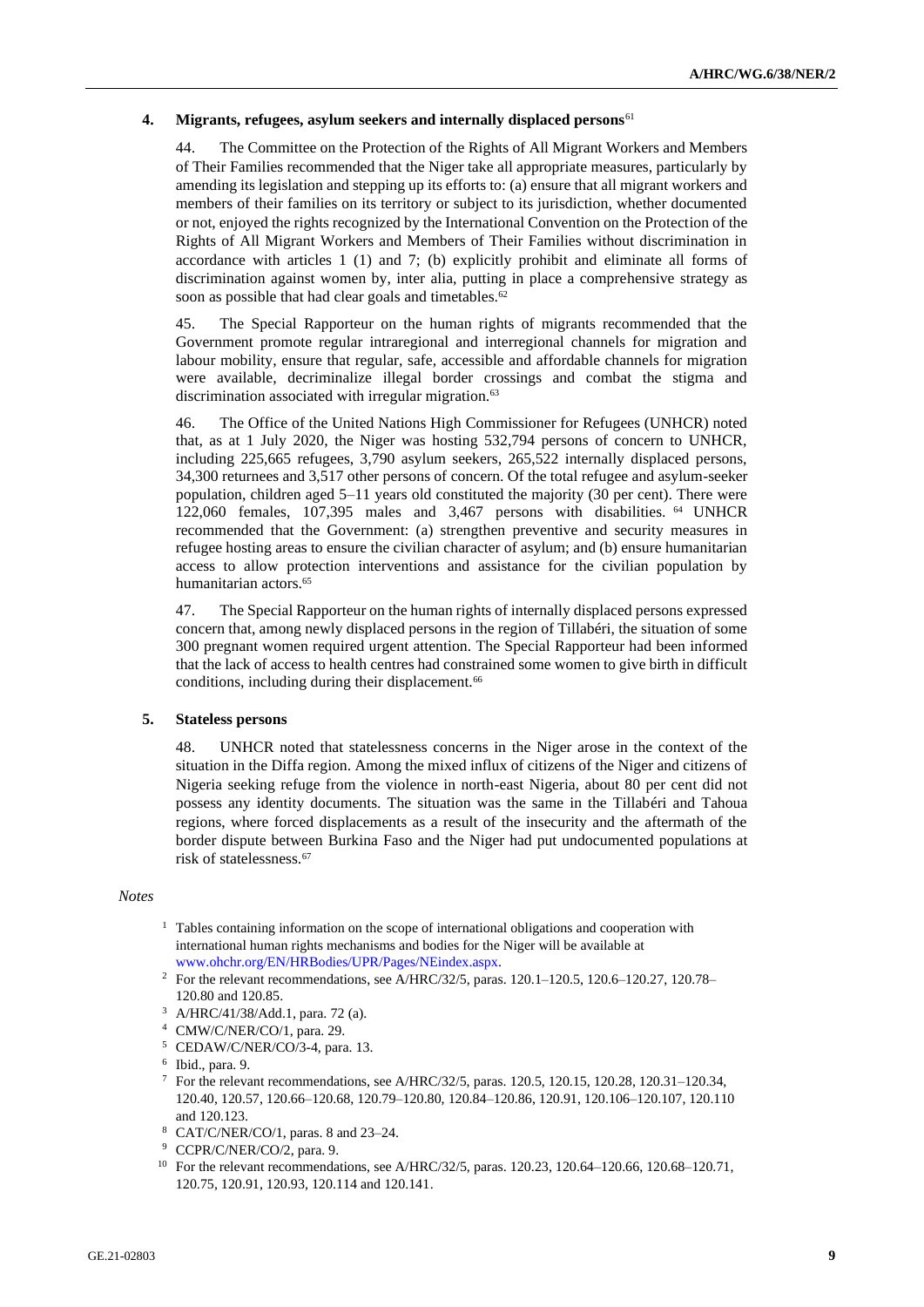### 4. Migrants, refugees, asylum seekers and internally displaced persons[61]

44. The Committee on the Protection of the Rights of All Migrant Workers and Members of Their Families recommended that the Niger take all appropriate measures, particularly by amending its legislation and stepping up its efforts to: (a) ensure that all migrant workers and members of their families on its territory or subject to its jurisdiction, whether documented or not, enjoyed the rights recognized by the International Convention on the Protection of the Rights of All Migrant Workers and Members of Their Families without discrimination in accordance with articles 1 (1) and 7; (b) explicitly prohibit and eliminate all forms of discrimination against women by, inter alia, putting in place a comprehensive strategy as soon as possible that had clear goals and timetables.[62]

45. The Special Rapporteur on the human rights of migrants recommended that the Government promote regular intraregional and interregional channels for migration and labour mobility, ensure that regular, safe, accessible and affordable channels for migration were available, decriminalize illegal border crossings and combat the stigma and discrimination associated with irregular migration.[63]

46. The Office of the United Nations High Commissioner for Refugees (UNHCR) noted that, as at 1 July 2020, the Niger was hosting 532,794 persons of concern to UNHCR, including 225,665 refugees, 3,790 asylum seekers, 265,522 internally displaced persons, 34,300 returnees and 3,517 other persons of concern. Of the total refugee and asylum-seeker population, children aged 5–11 years old constituted the majority (30 per cent). There were 122,060 females, 107,395 males and 3,467 persons with disabilities.[64] UNHCR recommended that the Government: (a) strengthen preventive and security measures in refugee hosting areas to ensure the civilian character of asylum; and (b) ensure humanitarian access to allow protection interventions and assistance for the civilian population by humanitarian actors.[65]

47. The Special Rapporteur on the human rights of internally displaced persons expressed concern that, among newly displaced persons in the region of Tillabéri, the situation of some 300 pregnant women required urgent attention. The Special Rapporteur had been informed that the lack of access to health centres had constrained some women to give birth in difficult conditions, including during their displacement.[66]

### 5. Stateless persons

48. UNHCR noted that statelessness concerns in the Niger arose in the context of the situation in the Diffa region. Among the mixed influx of citizens of the Niger and citizens of Nigeria seeking refuge from the violence in north-east Nigeria, about 80 per cent did not possess any identity documents. The situation was the same in the Tillabéri and Tahoua regions, where forced displacements as a result of the insecurity and the aftermath of the border dispute between Burkina Faso and the Niger had put undocumented populations at risk of statelessness.[67]

*Notes*

[1] Tables containing information on the scope of international obligations and cooperation with international human rights mechanisms and bodies for the Niger will be available at www.ohchr.org/EN/HRBodies/UPR/Pages/NEindex.aspx.

[2] For the relevant recommendations, see A/HRC/32/5, paras. 120.1–120.5, 120.6–120.27, 120.78–120.80 and 120.85.

[3] A/HRC/41/38/Add.1, para. 72 (a).

[4] CMW/C/NER/CO/1, para. 29.

[5] CEDAW/C/NER/CO/3-4, para. 13.

[6] Ibid., para. 9.

[7] For the relevant recommendations, see A/HRC/32/5, paras. 120.5, 120.15, 120.28, 120.31–120.34, 120.40, 120.57, 120.66–120.68, 120.79–120.80, 120.84–120.86, 120.91, 120.106–120.107, 120.110 and 120.123.

[8] CAT/C/NER/CO/1, paras. 8 and 23–24.

[9] CCPR/C/NER/CO/2, para. 9.

[10] For the relevant recommendations, see A/HRC/32/5, paras. 120.23, 120.64–120.66, 120.68–120.71, 120.75, 120.91, 120.93, 120.114 and 120.141.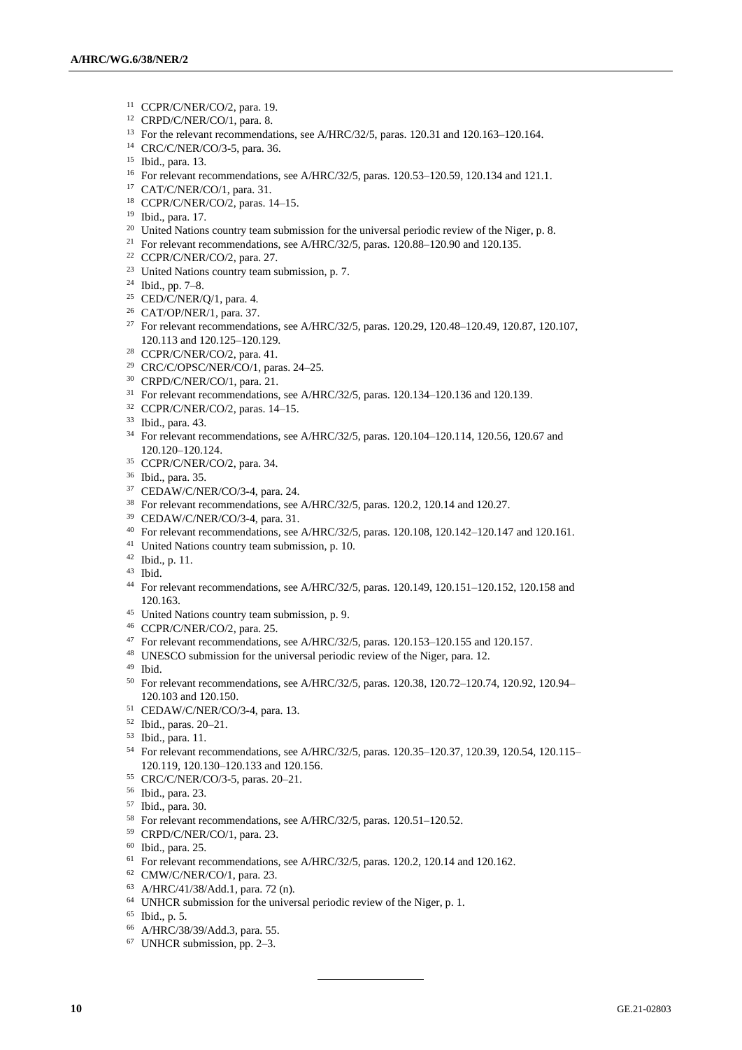[11] CCPR/C/NER/CO/2, para. 19.
[12] CRPD/C/NER/CO/1, para. 8.
[13] For the relevant recommendations, see A/HRC/32/5, paras. 120.31 and 120.163–120.164.
[14] CRC/C/NER/CO/3-5, para. 36.
[15] Ibid., para. 13.
[16] For relevant recommendations, see A/HRC/32/5, paras. 120.53–120.59, 120.134 and 121.1.
[17] CAT/C/NER/CO/1, para. 31.
[18] CCPR/C/NER/CO/2, paras. 14–15.
[19] Ibid., para. 17.
[20] United Nations country team submission for the universal periodic review of the Niger, p. 8.
[21] For relevant recommendations, see A/HRC/32/5, paras. 120.88–120.90 and 120.135.
[22] CCPR/C/NER/CO/2, para. 27.
[23] United Nations country team submission, p. 7.
[24] Ibid., pp. 7–8.
[25] CED/C/NER/Q/1, para. 4.
[26] CAT/OP/NER/1, para. 37.
[27] For relevant recommendations, see A/HRC/32/5, paras. 120.29, 120.48–120.49, 120.87, 120.107, 120.113 and 120.125–120.129.
[28] CCPR/C/NER/CO/2, para. 41.
[29] CRC/C/OPSC/NER/CO/1, paras. 24–25.
[30] CRPD/C/NER/CO/1, para. 21.
[31] For relevant recommendations, see A/HRC/32/5, paras. 120.134–120.136 and 120.139.
[32] CCPR/C/NER/CO/2, paras. 14–15.
[33] Ibid., para. 43.
[34] For relevant recommendations, see A/HRC/32/5, paras. 120.104–120.114, 120.56, 120.67 and 120.120–120.124.
[35] CCPR/C/NER/CO/2, para. 34.
[36] Ibid., para. 35.
[37] CEDAW/C/NER/CO/3-4, para. 24.
[38] For relevant recommendations, see A/HRC/32/5, paras. 120.2, 120.14 and 120.27.
[39] CEDAW/C/NER/CO/3-4, para. 31.
[40] For relevant recommendations, see A/HRC/32/5, paras. 120.108, 120.142–120.147 and 120.161.
[41] United Nations country team submission, p. 10.
[42] Ibid., p. 11.
[43] Ibid.
[44] For relevant recommendations, see A/HRC/32/5, paras. 120.149, 120.151–120.152, 120.158 and 120.163.
[45] United Nations country team submission, p. 9.
[46] CCPR/C/NER/CO/2, para. 25.
[47] For relevant recommendations, see A/HRC/32/5, paras. 120.153–120.155 and 120.157.
[48] UNESCO submission for the universal periodic review of the Niger, para. 12.
[49] Ibid.
[50] For relevant recommendations, see A/HRC/32/5, paras. 120.38, 120.72–120.74, 120.92, 120.94–120.103 and 120.150.
[51] CEDAW/C/NER/CO/3-4, para. 13.
[52] Ibid., paras. 20–21.
[53] Ibid., para. 11.
[54] For relevant recommendations, see A/HRC/32/5, paras. 120.35–120.37, 120.39, 120.54, 120.115–120.119, 120.130–120.133 and 120.156.
[55] CRC/C/NER/CO/3-5, paras. 20–21.
[56] Ibid., para. 23.
[57] Ibid., para. 30.
[58] For relevant recommendations, see A/HRC/32/5, paras. 120.51–120.52.
[59] CRPD/C/NER/CO/1, para. 23.
[60] Ibid., para. 25.
[61] For relevant recommendations, see A/HRC/32/5, paras. 120.2, 120.14 and 120.162.
[62] CMW/C/NER/CO/1, para. 23.
[63] A/HRC/41/38/Add.1, para. 72 (n).
[64] UNHCR submission for the universal periodic review of the Niger, p. 1.
[65] Ibid., p. 5.
[66] A/HRC/38/39/Add.3, para. 55.
[67] UNHCR submission, pp. 2–3.